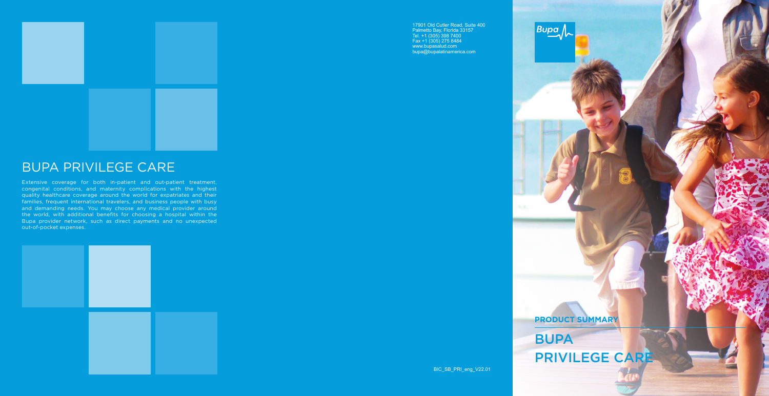# BUPA PRIVILEGE CARE

Extensive coverage for both in-patient and out-patient treatment, congenital conditions, and maternity complications with the highest quality healthcare coverage around the world for expatriates and their families, frequent international travelers, and business people with busy and demanding needs. You may choose any medical provider around the world, with additional benefits for choosing a hospital within the Bupa provider network, such as direct payments and no unexpected out-of-pocket expenses.

17901 Old Cutler Road, Suite 400
Palmetto Bay, Florida 33157
Tel. +1 (305) 398 7400
Fax +1 (305) 275 8484
www.bupasalud.com
bupa@bupalatinamerica.com

BIC_SB_PRI_eng_V22.01

Bupa

**PRODUCT SUMMARY**

## BUPA PRIVILEGE CARE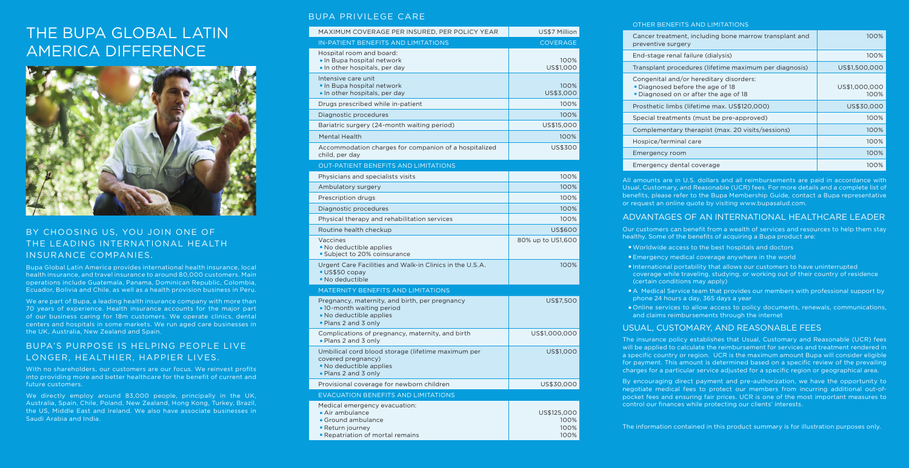# THE BUPA GLOBAL LATIN AMERICA DIFFERENCE

## BY CHOOSING US, YOU JOIN ONE OF THE LEADING INTERNATIONAL HEALTH INSURANCE COMPANIES.

Bupa Global Latin America provides international health insurance, local health insurance, and travel insurance to around 80,000 customers. Main operations include Guatemala, Panama, Dominican Republic, Colombia, Ecuador, Bolivia and Chile, as well as a health provision business in Peru.

We are part of Bupa, a leading health insurance company with more than 70 years of experience. Health insurance accounts for the major part of our business caring for 18m customers. We operate clinics, dental centers and hospitals in some markets. We run aged care businesses in the UK, Australia, New Zealand and Spain.

## BUPA'S PURPOSE IS HELPING PEOPLE LIVE LONGER, HEALTHIER, HAPPIER LIVES.

With no shareholders, our customers are our focus. We reinvest profits into providing more and better healthcare for the benefit of current and future customers.

We directly employ around 83,000 people, principally in the UK, Australia, Spain, Chile, Poland, New Zealand, Hong Kong, Turkey, Brazil, the US, Middle East and Ireland. We also have associate businesses in Saudi Arabia and India.

## BUPA PRIVILEGE CARE

| MAXIMUM COVERAGE PER INSURED, PER POLICY YEAR | US$7 Million |
|---|---|
| **IN-PATIENT BENEFITS AND LIMITATIONS** | **COVERAGE** |
| Hospital room and board:<br>• In Bupa hospital network<br>• In other hospitals, per day | <br>100%<br>US$1,000 |
| Intensive care unit<br>• In Bupa hospital network<br>• In other hospitals, per day | <br>100%<br>US$3,000 |
| Drugs prescribed while in-patient | 100% |
| Diagnostic procedures | 100% |
| Bariatric surgery (24-month waiting period) | US$15,000 |
| Mental Health | 100% |
| Accommodation charges for companion of a hospitalized child, per day | US$300 |
| **OUT-PATIENT BENEFITS AND LIMITATIONS** | |
| Physicians and specialists visits | 100% |
| Ambulatory surgery | 100% |
| Prescription drugs | 100% |
| Diagnostic procedures | 100% |
| Physical therapy and rehabilitation services | 100% |
| Routine health checkup | US$600 |
| Vaccines<br>• No deductible applies<br>• Subject to 20% coinsurance | 80% up to US1,600 |
| Urgent Care Facilities and Walk-in Clinics in the U.S.A.<br>• US$50 copay<br>• No deductible | 100% |
| **MATERNITY BENEFITS AND LIMITATIONS** | |
| Pregnancy, maternity, and birth, per pregnancy<br>• 10-month waiting period<br>• No deductible applies<br>• Plans 2 and 3 only | US$7,500 |
| Complications of pregnancy, maternity, and birth<br>• Plans 2 and 3 only | US$1,000,000 |
| Umbilical cord blood storage (lifetime maximum per covered pregnancy)<br>• No deductible applies<br>• Plans 2 and 3 only | US$1,000 |
| Provisional coverage for newborn children | US$30,000 |
| **EVACUATION BENEFITS AND LIMITATIONS** | |
| Medical emergency evacuation:<br>• Air ambulance<br>• Ground ambulance<br>• Return journey<br>• Repatriation of mortal remains | <br>US$125,000<br>100%<br>100%<br>100% |
| **OTHER BENEFITS AND LIMITATIONS** | |
| Cancer treatment, including bone marrow transplant and preventive surgery | 100% |
| End-stage renal failure (dialysis) | 100% |
| Transplant procedures (lifetime maximum per diagnosis) | US$1,500,000 |
| Congenital and/or hereditary disorders:<br>• Diagnosed before the age of 18<br>• Diagnosed on or after the age of 18 | <br>US$1,000,000<br>100% |
| Prosthetic limbs (lifetime max. US$120,000) | US$30,000 |
| Special treatments (must be pre-approved) | 100% |
| Complementary therapist (max. 20 visits/sessions) | 100% |
| Hospice/terminal care | 100% |
| Emergency room | 100% |
| Emergency dental coverage | 100% |

All amounts are in U.S. dollars and all reimbursements are paid in accordance with Usual, Customary, and Reasonable (UCR) fees. For more details and a complete list of benefits, please refer to the Bupa Membership Guide, contact a Bupa representative or request an online quote by visiting www.bupasalud.com.

## ADVANTAGES OF AN INTERNATIONAL HEALTHCARE LEADER

Our customers can benefit from a wealth of services and resources to help them stay healthy. Some of the benefits of acquiring a Bupa product are:

- Worldwide access to the best hospitals and doctors
- Emergency medical coverage anywhere in the world
- International portability that allows our customers to have uninterrupted coverage while traveling, studying, or working out of their country of residence (certain conditions may apply)
- A Medical Service team that provides our members with professional support by phone 24 hours a day, 365 days a year
- Online services to allow access to policy documents, renewals, communications, and claims reimbursements through the internet

## USUAL, CUSTOMARY, AND REASONABLE FEES

The insurance policy establishes that Usual, Customary and Reasonable (UCR) fees will be applied to calculate the reimbursement for services and treatment rendered in a specific country or region. UCR is the maximum amount Bupa will consider eligible for payment. This amount is determined based on a specific review of the prevailing charges for a particular service adjusted for a specific region or geographical area.

By encouraging direct payment and pre-authorization, we have the opportunity to negotiate medical fees to protect our members from incurring additional out-of-pocket fees and ensuring fair prices. UCR is one of the most important measures to control our finances while protecting our clients' interests.

The information contained in this product summary is for illustration purposes only.